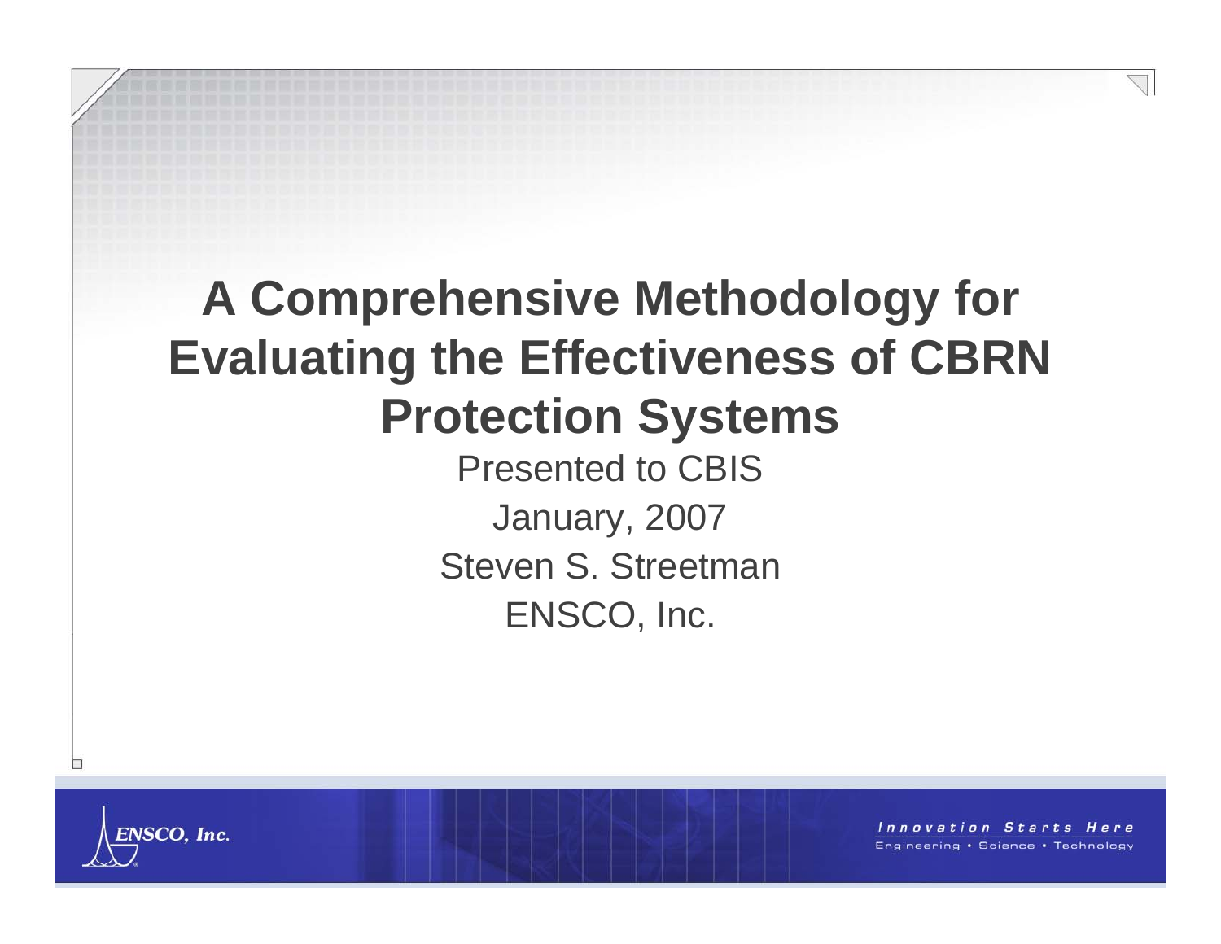# A Comprehensive Methodology for Evaluating the Effectiveness of CBRN Protection Systems

Presented to CBIS

January, 2007

Steven S. Streetman

ENSCO, Inc.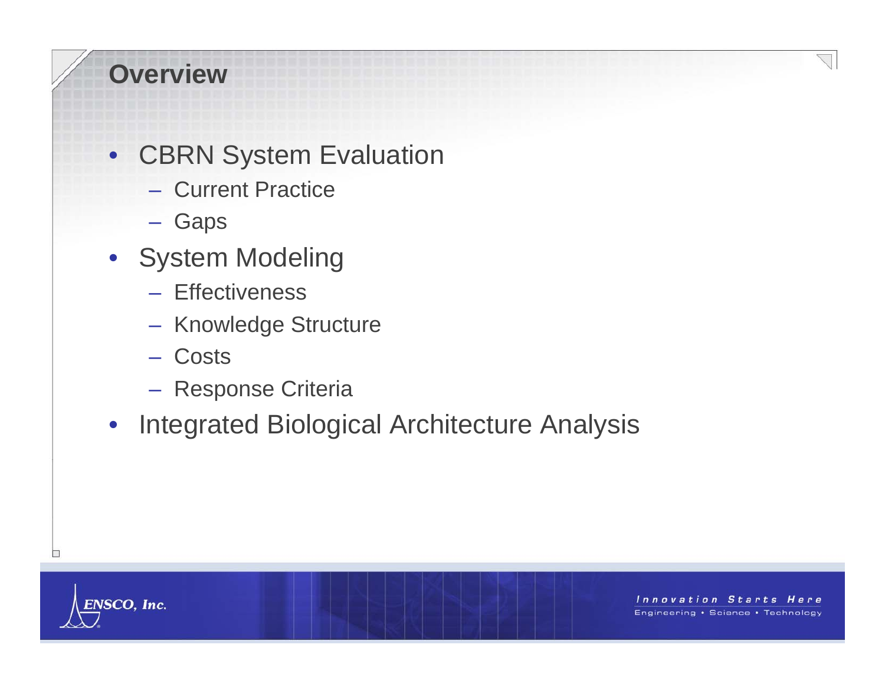# Overview

- CBRN System Evaluation
  - Current Practice
  - Gaps
- System Modeling
  - Effectiveness
  - Knowledge Structure
  - Costs
  - Response Criteria
- Integrated Biological Architecture Analysis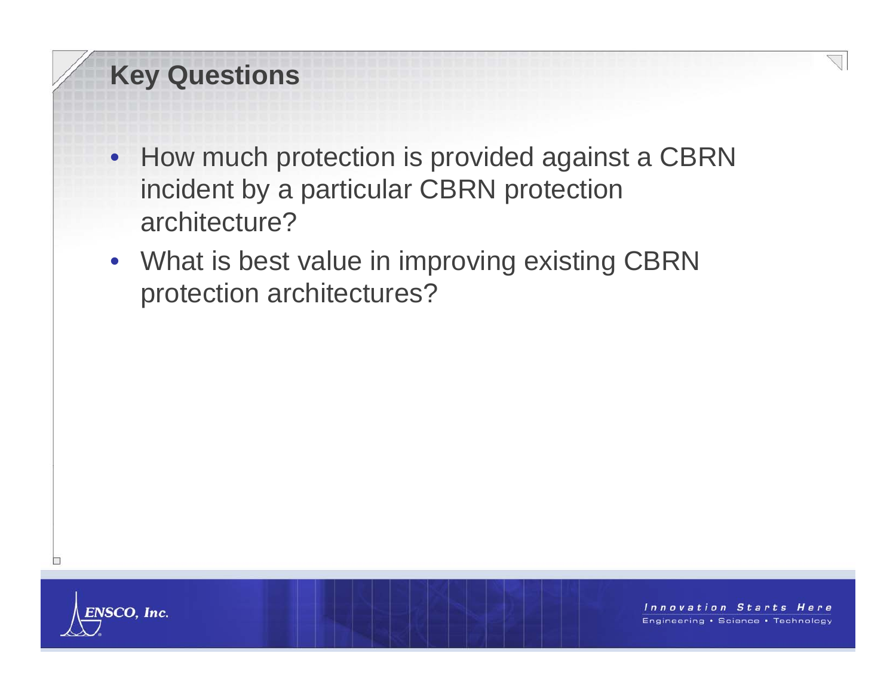# Key Questions

- How much protection is provided against a CBRN incident by a particular CBRN protection architecture?
- What is best value in improving existing CBRN protection architectures?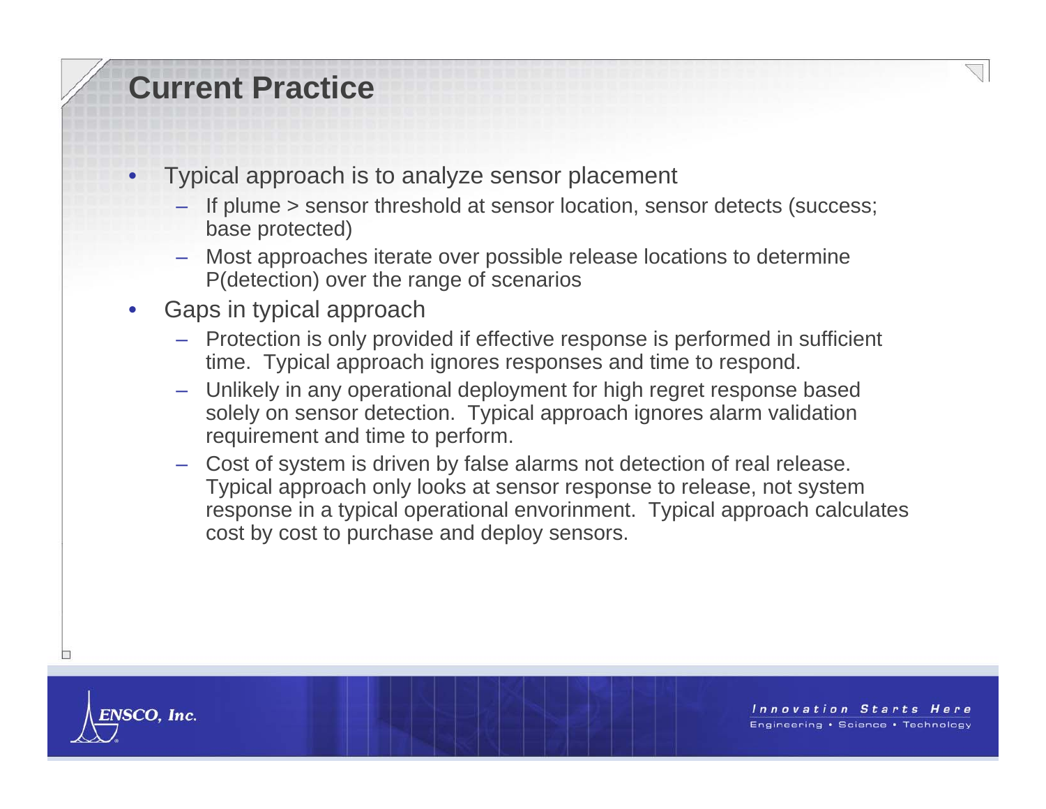# Current Practice

- Typical approach is to analyze sensor placement
  - If plume > sensor threshold at sensor location, sensor detects (success; base protected)
  - Most approaches iterate over possible release locations to determine P(detection) over the range of scenarios
- Gaps in typical approach
  - Protection is only provided if effective response is performed in sufficient time. Typical approach ignores responses and time to respond.
  - Unlikely in any operational deployment for high regret response based solely on sensor detection. Typical approach ignores alarm validation requirement and time to perform.
  - Cost of system is driven by false alarms not detection of real release. Typical approach only looks at sensor response to release, not system response in a typical operational envorinment. Typical approach calculates cost by cost to purchase and deploy sensors.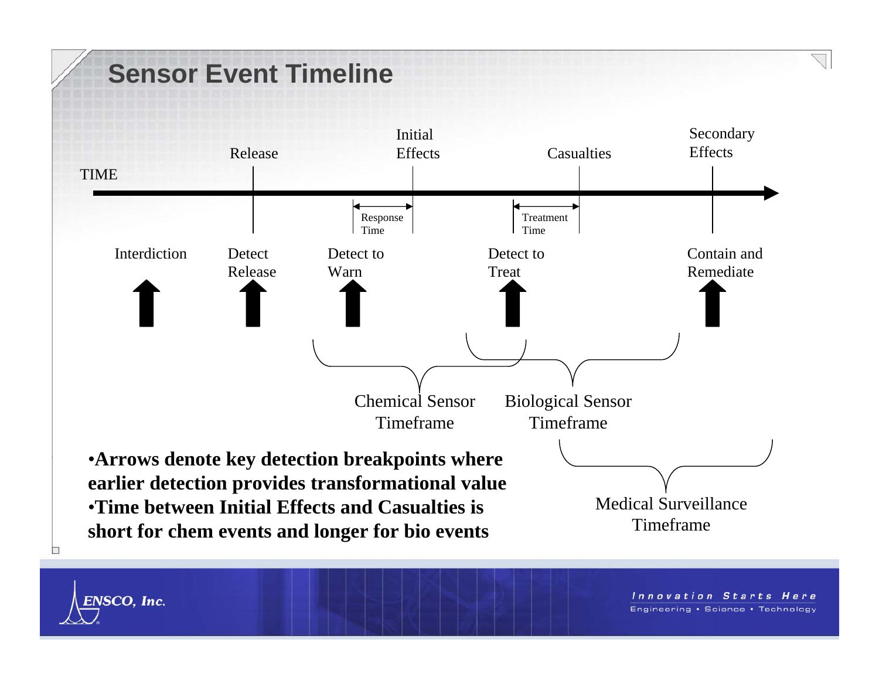# Sensor Event Timeline

TIME

Release — Initial Effects — Casualties — Secondary Effects

Response Time

Treatment Time

Interdiction

Detect Release

Detect to Warn

Detect to Treat

Contain and Remediate

Chemical Sensor Timeframe

Biological Sensor Timeframe

Medical Surveillance Timeframe

- **Arrows denote key detection breakpoints where earlier detection provides transformational value**
- **Time between Initial Effects and Casualties is short for chem events and longer for bio events**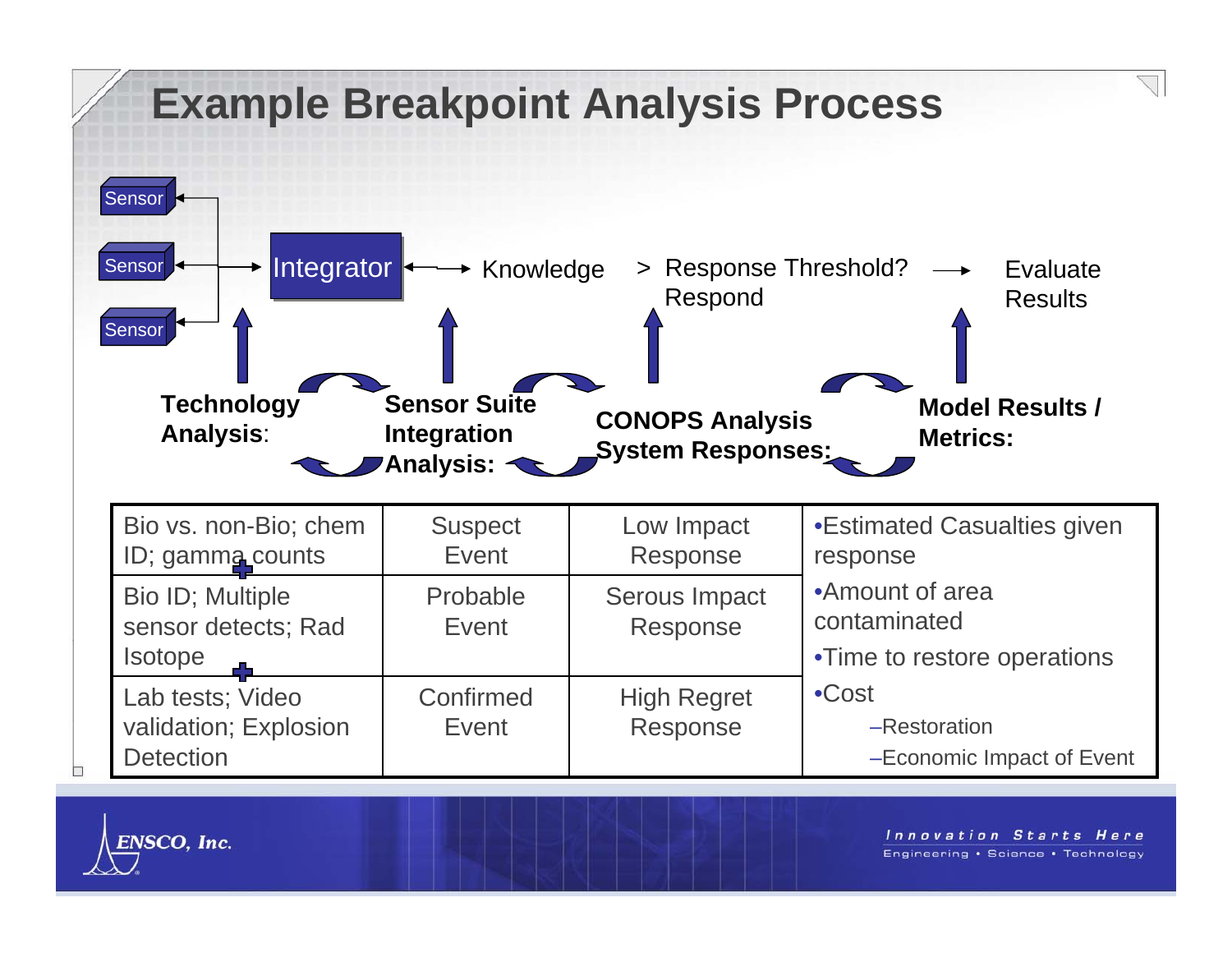# Example Breakpoint Analysis Process

Sensor
Sensor
Sensor

Integrator → Knowledge > Response Threshold? Respond → Evaluate Results

**Technology Analysis**: | **Sensor Suite Integration Analysis:** | **CONOPS Analysis System Responses:** | **Model Results / Metrics:**

| Technology Analysis | Sensor Suite Integration Analysis | CONOPS Analysis System Responses | Model Results / Metrics |
|---|---|---|---|
| Bio vs. non-Bio; chem ID; gamma counts | Suspect Event | Low Impact Response | •Estimated Casualties given response<br>•Amount of area contaminated<br>•Time to restore operations<br>•Cost<br>–Restoration<br>–Economic Impact of Event |
| Bio ID; Multiple sensor detects; Rad Isotope | Probable Event | Serous Impact Response | |
| Lab tests; Video validation; Explosion Detection | Confirmed Event | High Regret Response | |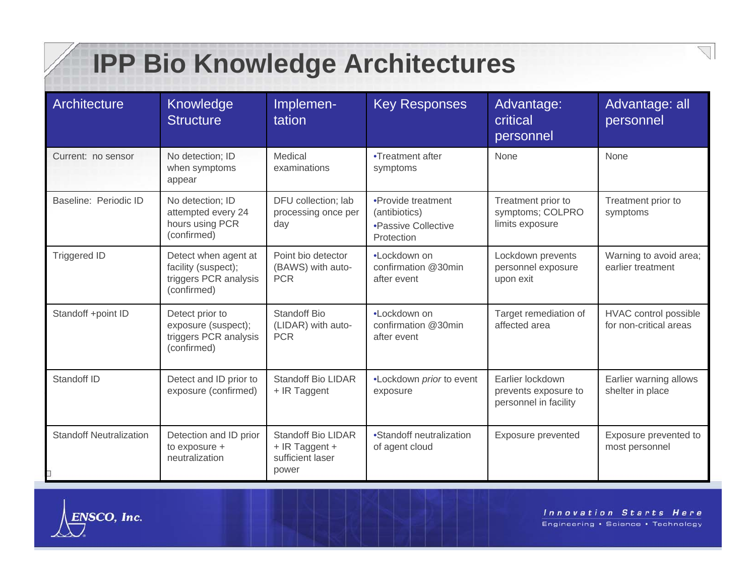# IPP Bio Knowledge Architectures

| Architecture | Knowledge Structure | Implemen-tation | Key Responses | Advantage: critical personnel | Advantage: all personnel |
|---|---|---|---|---|---|
| Current: no sensor | No detection; ID when symptoms appear | Medical examinations | •Treatment after symptoms | None | None |
| Baseline: Periodic ID | No detection; ID attempted every 24 hours using PCR (confirmed) | DFU collection; lab processing once per day | •Provide treatment (antibiotics) •Passive Collective Protection | Treatment prior to symptoms; COLPRO limits exposure | Treatment prior to symptoms |
| Triggered ID | Detect when agent at facility (suspect); triggers PCR analysis (confirmed) | Point bio detector (BAWS) with auto-PCR | •Lockdown on confirmation @30min after event | Lockdown prevents personnel exposure upon exit | Warning to avoid area; earlier treatment |
| Standoff +point ID | Detect prior to exposure (suspect); triggers PCR analysis (confirmed) | Standoff Bio (LIDAR) with auto-PCR | •Lockdown on confirmation @30min after event | Target remediation of affected area | HVAC control possible for non-critical areas |
| Standoff ID | Detect and ID prior to exposure (confirmed) | Standoff Bio LIDAR + IR Taggent | •Lockdown *prior* to event exposure | Earlier lockdown prevents exposure to personnel in facility | Earlier warning allows shelter in place |
| Standoff Neutralization | Detection and ID prior to exposure + neutralization | Standoff Bio LIDAR + IR Taggent + sufficient laser power | •Standoff neutralization of agent cloud | Exposure prevented | Exposure prevented to most personnel |

ENSCO, Inc.

Innovation Starts Here
Engineering • Science • Technology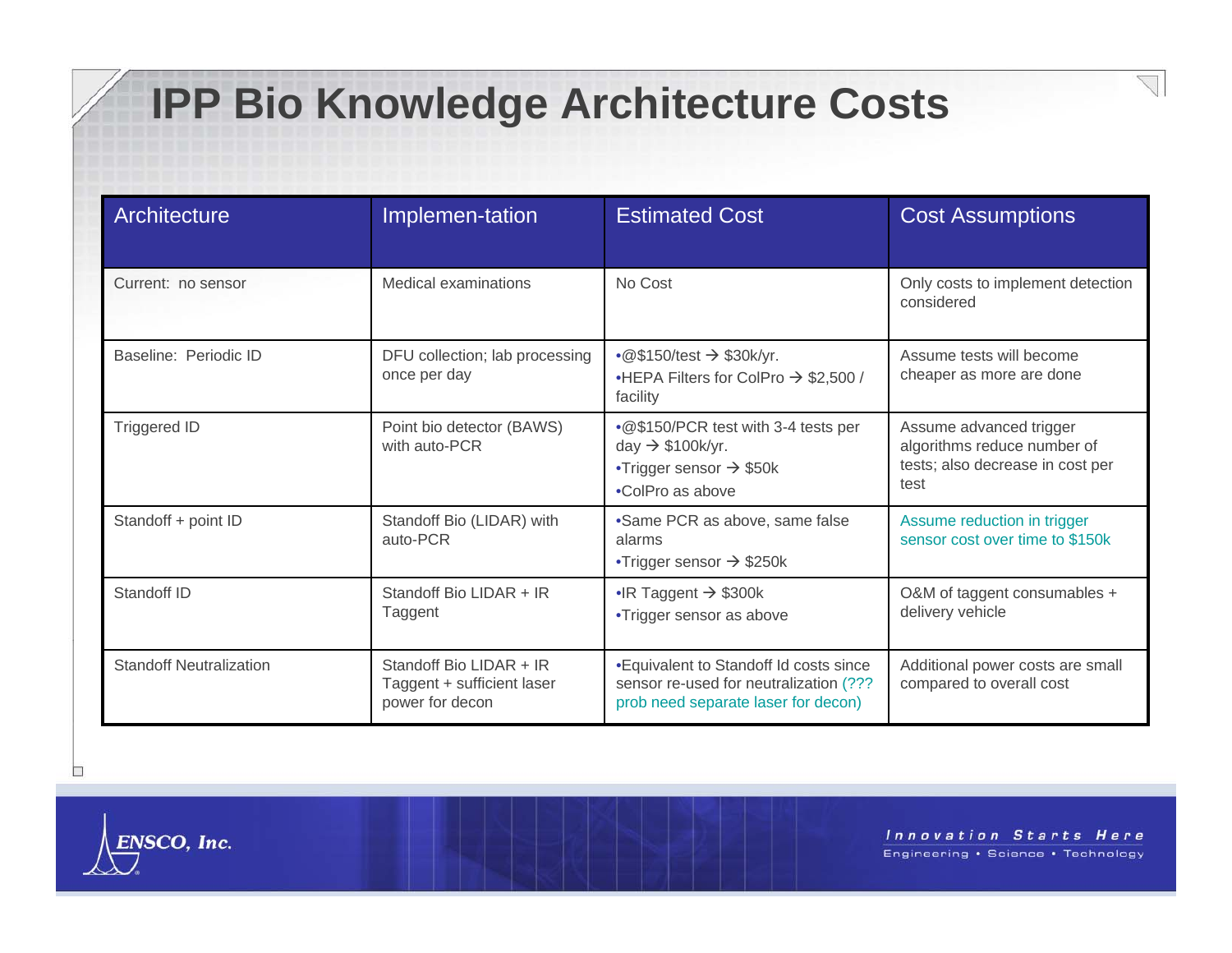# IPP Bio Knowledge Architecture Costs

| Architecture | Implemen-tation | Estimated Cost | Cost Assumptions |
|---|---|---|---|
| Current: no sensor | Medical examinations | No Cost | Only costs to implement detection considered |
| Baseline: Periodic ID | DFU collection; lab processing once per day | •@$150/test → $30k/yr.<br>•HEPA Filters for ColPro → $2,500 / facility | Assume tests will become cheaper as more are done |
| Triggered ID | Point bio detector (BAWS) with auto-PCR | •@$150/PCR test with 3-4 tests per day → $100k/yr.<br>•Trigger sensor → $50k<br>•ColPro as above | Assume advanced trigger algorithms reduce number of tests; also decrease in cost per test |
| Standoff + point ID | Standoff Bio (LIDAR) with auto-PCR | •Same PCR as above, same false alarms<br>•Trigger sensor → $250k | Assume reduction in trigger sensor cost over time to $150k |
| Standoff ID | Standoff Bio LIDAR + IR Taggent | •IR Taggent → $300k<br>•Trigger sensor as above | O&M of taggent consumables + delivery vehicle |
| Standoff Neutralization | Standoff Bio LIDAR + IR Taggent + sufficient laser power for decon | •Equivalent to Standoff Id costs since sensor re-used for neutralization (??? prob need separate laser for decon) | Additional power costs are small compared to overall cost |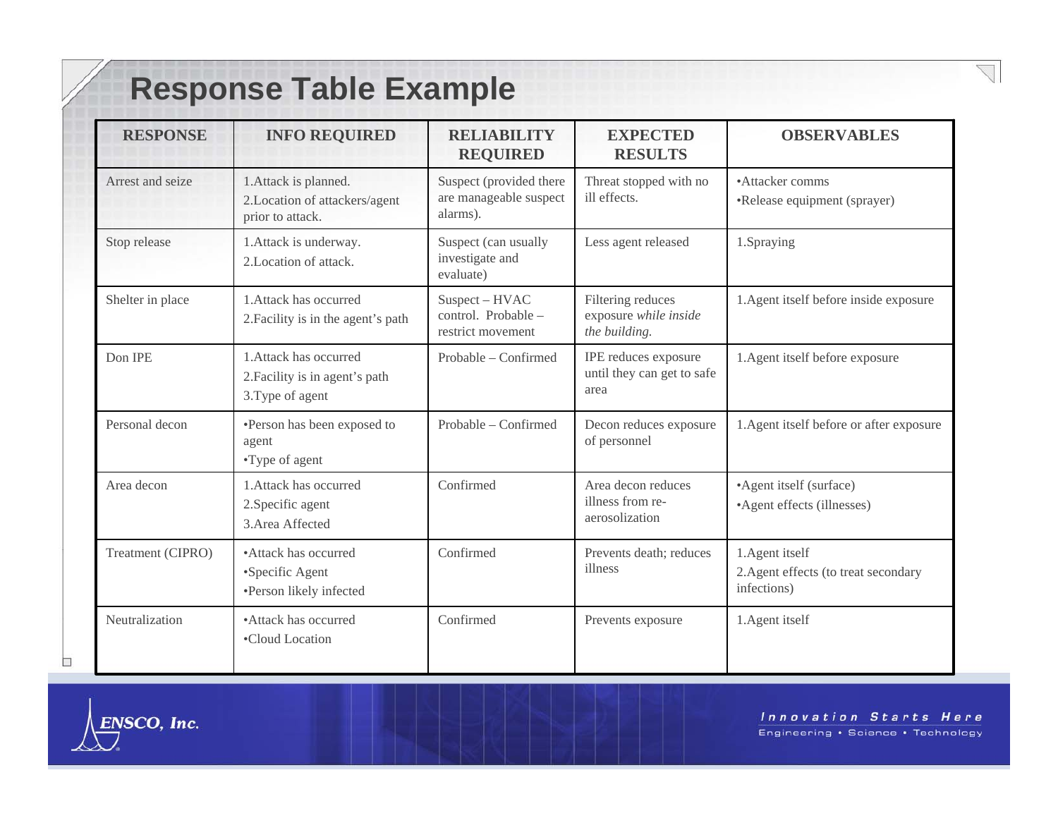# Response Table Example

| RESPONSE | INFO REQUIRED | RELIABILITY REQUIRED | EXPECTED RESULTS | OBSERVABLES |
|---|---|---|---|---|
| Arrest and seize | 1.Attack is planned.<br>2.Location of attackers/agent prior to attack. | Suspect (provided there are manageable suspect alarms). | Threat stopped with no ill effects. | •Attacker comms<br>•Release equipment (sprayer) |
| Stop release | 1.Attack is underway.<br>2.Location of attack. | Suspect (can usually investigate and evaluate) | Less agent released | 1.Spraying |
| Shelter in place | 1.Attack has occurred<br>2.Facility is in the agent's path | Suspect – HVAC control. Probable – restrict movement | Filtering reduces exposure *while inside the building.* | 1.Agent itself before inside exposure |
| Don IPE | 1.Attack has occurred<br>2.Facility is in agent's path<br>3.Type of agent | Probable – Confirmed | IPE reduces exposure until they can get to safe area | 1.Agent itself before exposure |
| Personal decon | •Person has been exposed to agent<br>•Type of agent | Probable – Confirmed | Decon reduces exposure of personnel | 1.Agent itself before or after exposure |
| Area decon | 1.Attack has occurred<br>2.Specific agent<br>3.Area Affected | Confirmed | Area decon reduces illness from re-aerosolization | •Agent itself (surface)<br>•Agent effects (illnesses) |
| Treatment (CIPRO) | •Attack has occurred<br>•Specific Agent<br>•Person likely infected | Confirmed | Prevents death; reduces illness | 1.Agent itself<br>2.Agent effects (to treat secondary infections) |
| Neutralization | •Attack has occurred<br>•Cloud Location | Confirmed | Prevents exposure | 1.Agent itself |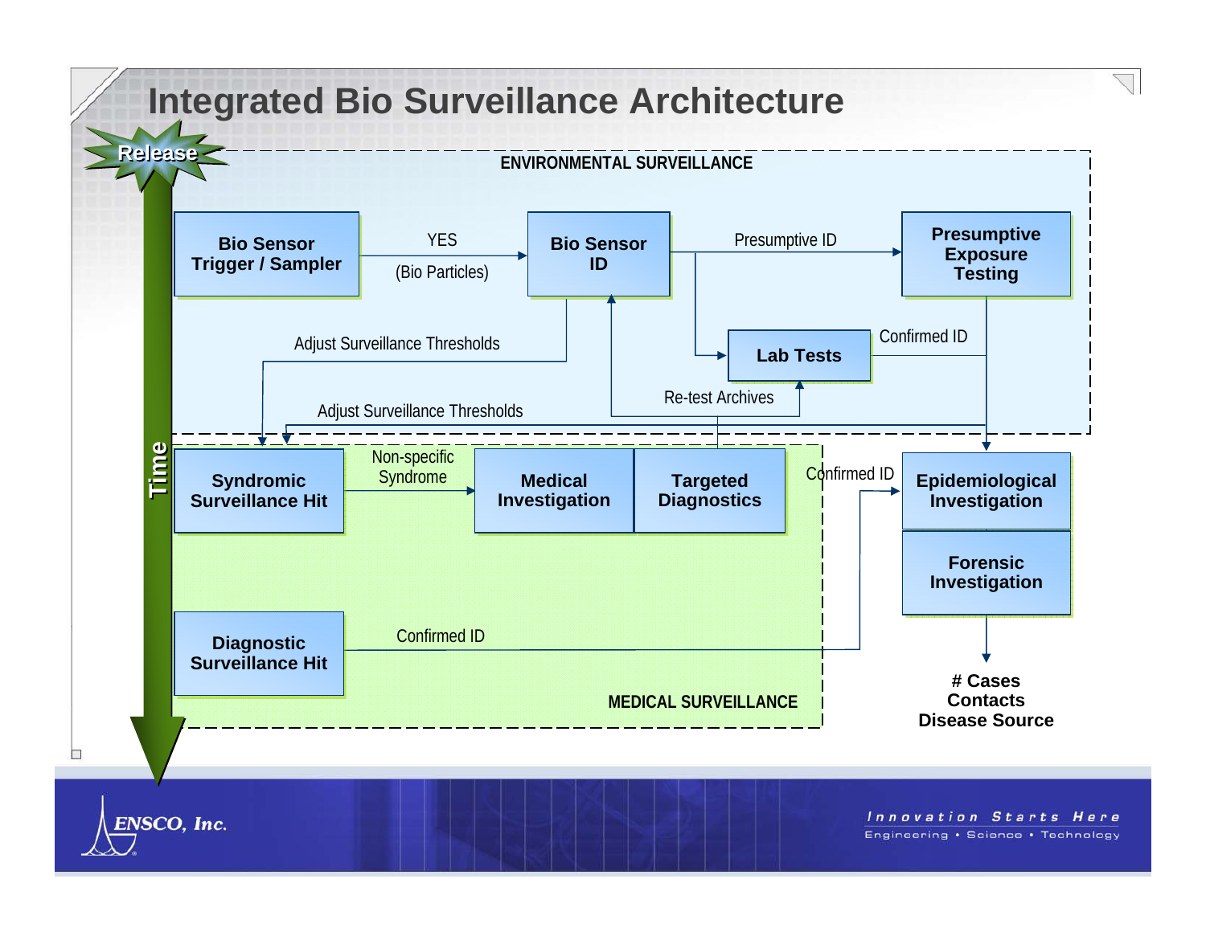# Integrated Bio Surveillance Architecture

Release

Time

ENVIRONMENTAL SURVEILLANCE

**Bio Sensor Trigger / Sampler** → YES (Bio Particles) → **Bio Sensor ID** → Presumptive ID → **Presumptive Exposure Testing**

**Lab Tests**

Confirmed ID

Adjust Surveillance Thresholds

Re-test Archives

Adjust Surveillance Thresholds

**Syndromic Surveillance Hit** → Non-specific Syndrome → **Medical Investigation** | **Targeted Diagnostics**

Confirmed ID

**Epidemiological Investigation**

**Forensic Investigation**

**Diagnostic Surveillance Hit** → Confirmed ID

MEDICAL SURVEILLANCE

**# Cases**
**Contacts**
**Disease Source**

ENSCO, Inc.

Innovation Starts Here
Engineering • Science • Technology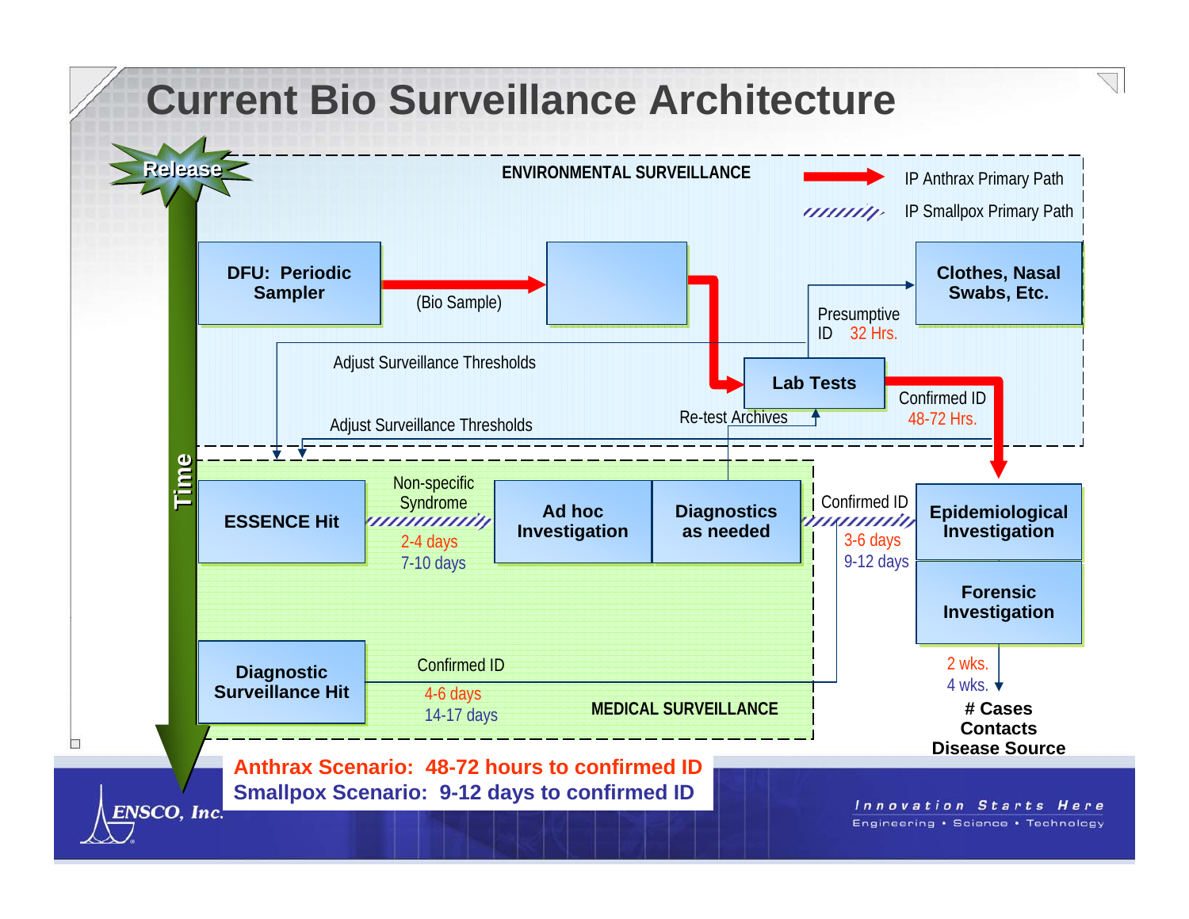# Current Bio Surveillance Architecture

Release

Time

ENVIRONMENTAL SURVEILLANCE

IP Anthrax Primary Path

IP Smallpox Primary Path

DFU: Periodic Sampler

(Bio Sample)

Clothes, Nasal Swabs, Etc.

Presumptive ID 32 Hrs.

Adjust Surveillance Thresholds

Lab Tests

Confirmed ID 48-72 Hrs.

Re-test Archives

Adjust Surveillance Thresholds

ESSENCE Hit

Non-specific Syndrome

2-4 days

7-10 days

Ad hoc Investigation

Diagnostics as needed

Confirmed ID

3-6 days

9-12 days

Epidemiological Investigation

Forensic Investigation

2 wks.

4 wks.

\# Cases

Contacts

Disease Source

Diagnostic Surveillance Hit

Confirmed ID

4-6 days

14-17 days

MEDICAL SURVEILLANCE

**Anthrax Scenario: 48-72 hours to confirmed ID**

**Smallpox Scenario: 9-12 days to confirmed ID**

ENSCO, Inc.

Innovation Starts Here

Engineering • Science • Technology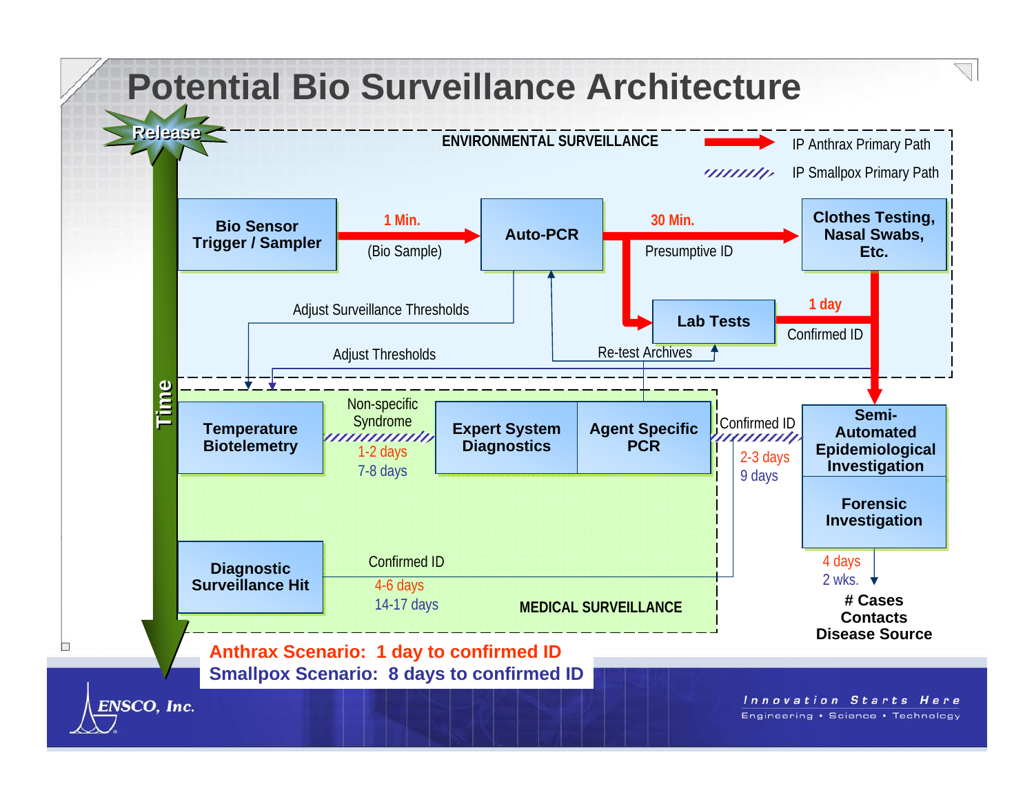# Potential Bio Surveillance Architecture

Release

Time

ENVIRONMENTAL SURVEILLANCE

IP Anthrax Primary Path

IP Smallpox Primary Path

Bio Sensor Trigger / Sampler

1 Min.

(Bio Sample)

Auto-PCR

30 Min.

Presumptive ID

Clothes Testing, Nasal Swabs, Etc.

Adjust Surveillance Thresholds

Lab Tests

1 day

Confirmed ID

Adjust Thresholds

Re-test Archives

Temperature Biotelemetry

Non-specific Syndrome

1-2 days

7-8 days

Expert System Diagnostics

Agent Specific PCR

Confirmed ID

2-3 days

9 days

Semi-Automated Epidemiological Investigation

Forensic Investigation

Diagnostic Surveillance Hit

Confirmed ID

4-6 days

14-17 days

MEDICAL SURVEILLANCE

4 days

2 wks.

# Cases
Contacts
Disease Source

**Anthrax Scenario: 1 day to confirmed ID**

**Smallpox Scenario: 8 days to confirmed ID**

ENSCO, Inc.

Innovation Starts Here

Engineering • Science • Technology